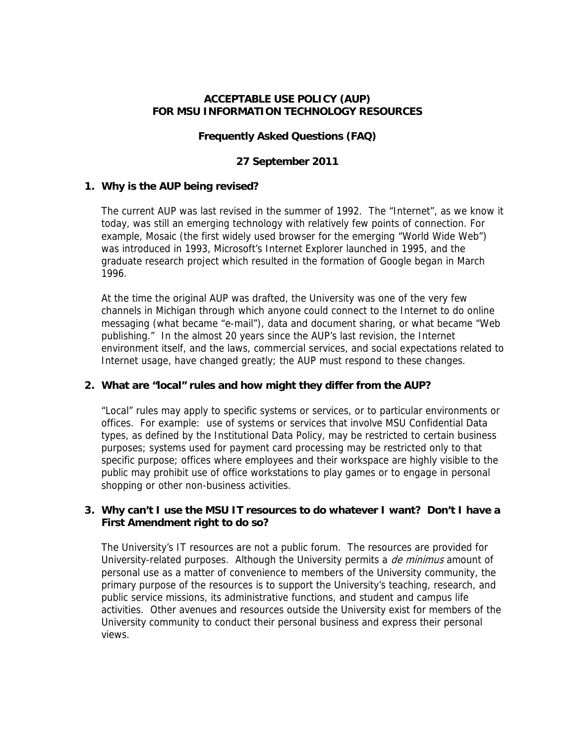# ACCEPTABLE USE POLICY (AUP) FOR MSU INFORMATION TECHNOLOGY RESOURCES

## Frequently Asked Questions (FAQ)

**27 September 2011**

### 1. Why is the AUP being revised?

The current AUP was last revised in the summer of 1992. The "Internet", as we know it today, was still an emerging technology with relatively few points of connection. For example, Mosaic (the first widely used browser for the emerging "World Wide Web") was introduced in 1993, Microsoft's Internet Explorer launched in 1995, and the graduate research project which resulted in the formation of Google began in March 1996.

At the time the original AUP was drafted, the University was one of the very few channels in Michigan through which anyone could connect to the Internet to do online messaging (what became "e-mail"), data and document sharing, or what became "Web publishing." In the almost 20 years since the AUP's last revision, the Internet environment itself, and the laws, commercial services, and social expectations related to Internet usage, have changed greatly; the AUP must respond to these changes.

### 2. What are "local" rules and how might they differ from the AUP?

"Local" rules may apply to specific systems or services, or to particular environments or offices. For example: use of systems or services that involve MSU Confidential Data types, as defined by the Institutional Data Policy, may be restricted to certain business purposes; systems used for payment card processing may be restricted only to that specific purpose; offices where employees and their workspace are highly visible to the public may prohibit use of office workstations to play games or to engage in personal shopping or other non-business activities.

### 3. Why can't I use the MSU IT resources to do whatever I want? Don't I have a First Amendment right to do so?

The University's IT resources are not a public forum. The resources are provided for University-related purposes. Although the University permits a *de minimus* amount of personal use as a matter of convenience to members of the University community, the primary purpose of the resources is to support the University's teaching, research, and public service missions, its administrative functions, and student and campus life activities. Other avenues and resources outside the University exist for members of the University community to conduct their personal business and express their personal views.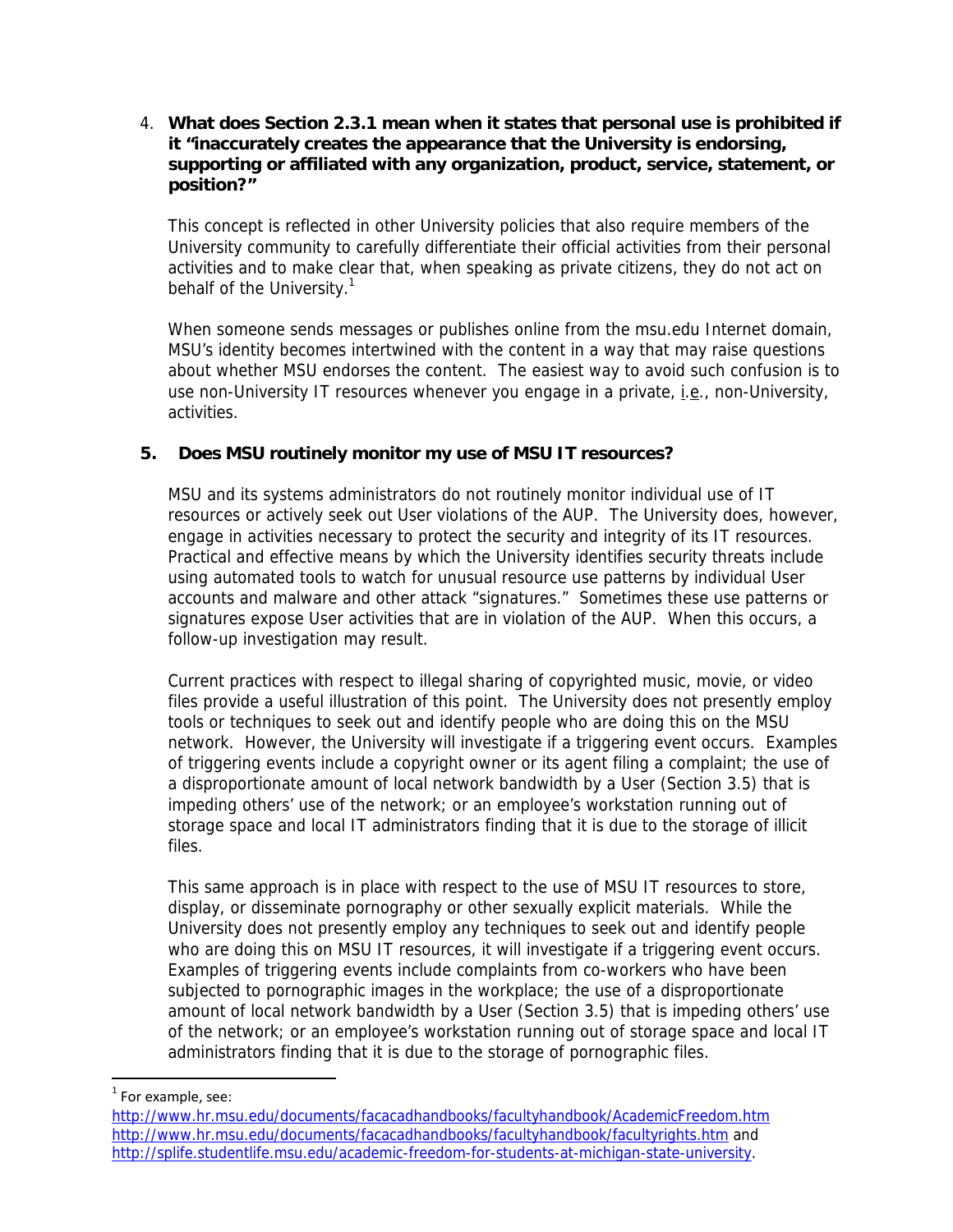4. **What does Section 2.3.1 mean when it states that personal use is prohibited if it "inaccurately creates the appearance that the University is endorsing, supporting or affiliated with any organization, product, service, statement, or position?"**

   This concept is reflected in other University policies that also require members of the University community to carefully differentiate their official activities from their personal activities and to make clear that, when speaking as private citizens, they do not act on behalf of the University.[1]

   When someone sends messages or publishes online from the msu.edu Internet domain, MSU's identity becomes intertwined with the content in a way that may raise questions about whether MSU endorses the content. The easiest way to avoid such confusion is to use non-University IT resources whenever you engage in a private, i.e., non-University, activities.

5. **Does MSU routinely monitor my use of MSU IT resources?**

   MSU and its systems administrators do not routinely monitor individual use of IT resources or actively seek out User violations of the AUP. The University does, however, engage in activities necessary to protect the security and integrity of its IT resources. Practical and effective means by which the University identifies security threats include using automated tools to watch for unusual resource use patterns by individual User accounts and malware and other attack "signatures." Sometimes these use patterns or signatures expose User activities that are in violation of the AUP. When this occurs, a follow-up investigation may result.

   Current practices with respect to illegal sharing of copyrighted music, movie, or video files provide a useful illustration of this point. The University does not presently employ tools or techniques to seek out and identify people who are doing this on the MSU network. However, the University will investigate if a triggering event occurs. Examples of triggering events include a copyright owner or its agent filing a complaint; the use of a disproportionate amount of local network bandwidth by a User (Section 3.5) that is impeding others' use of the network; or an employee's workstation running out of storage space and local IT administrators finding that it is due to the storage of illicit files.

   This same approach is in place with respect to the use of MSU IT resources to store, display, or disseminate pornography or other sexually explicit materials. While the University does not presently employ any techniques to seek out and identify people who are doing this on MSU IT resources, it will investigate if a triggering event occurs. Examples of triggering events include complaints from co-workers who have been subjected to pornographic images in the workplace; the use of a disproportionate amount of local network bandwidth by a User (Section 3.5) that is impeding others' use of the network; or an employee's workstation running out of storage space and local IT administrators finding that it is due to the storage of pornographic files.

---

[1] For example, see:
http://www.hr.msu.edu/documents/facacadhandbooks/facultyhandbook/AcademicFreedom.htm
http://www.hr.msu.edu/documents/facacadhandbooks/facultyhandbook/facultyrights.htm and
http://splife.studentlife.msu.edu/academic-freedom-for-students-at-michigan-state-university.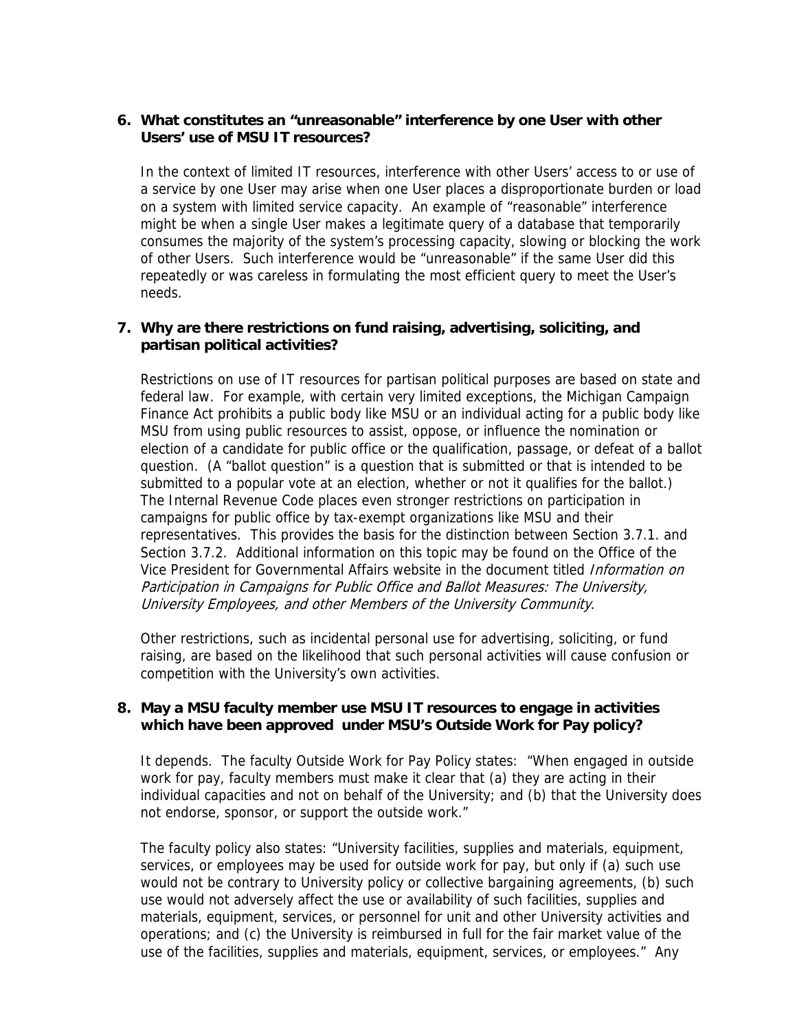**6. What constitutes an "unreasonable" interference by one User with other Users' use of MSU IT resources?**

In the context of limited IT resources, interference with other Users' access to or use of a service by one User may arise when one User places a disproportionate burden or load on a system with limited service capacity. An example of "reasonable" interference might be when a single User makes a legitimate query of a database that temporarily consumes the majority of the system's processing capacity, slowing or blocking the work of other Users. Such interference would be "unreasonable" if the same User did this repeatedly or was careless in formulating the most efficient query to meet the User's needs.

**7. Why are there restrictions on fund raising, advertising, soliciting, and partisan political activities?**

Restrictions on use of IT resources for partisan political purposes are based on state and federal law. For example, with certain very limited exceptions, the Michigan Campaign Finance Act prohibits a public body like MSU or an individual acting for a public body like MSU from using public resources to assist, oppose, or influence the nomination or election of a candidate for public office or the qualification, passage, or defeat of a ballot question. (A "ballot question" is a question that is submitted or that is intended to be submitted to a popular vote at an election, whether or not it qualifies for the ballot.) The Internal Revenue Code places even stronger restrictions on participation in campaigns for public office by tax-exempt organizations like MSU and their representatives. This provides the basis for the distinction between Section 3.7.1. and Section 3.7.2. Additional information on this topic may be found on the Office of the Vice President for Governmental Affairs website in the document titled *Information on Participation in Campaigns for Public Office and Ballot Measures: The University, University Employees, and other Members of the University Community*.

Other restrictions, such as incidental personal use for advertising, soliciting, or fund raising, are based on the likelihood that such personal activities will cause confusion or competition with the University's own activities.

**8. May a MSU faculty member use MSU IT resources to engage in activities which have been approved under MSU's Outside Work for Pay policy?**

It depends. The faculty Outside Work for Pay Policy states: "When engaged in outside work for pay, faculty members must make it clear that (a) they are acting in their individual capacities and not on behalf of the University; and (b) that the University does not endorse, sponsor, or support the outside work."

The faculty policy also states: "University facilities, supplies and materials, equipment, services, or employees may be used for outside work for pay, but only if (a) such use would not be contrary to University policy or collective bargaining agreements, (b) such use would not adversely affect the use or availability of such facilities, supplies and materials, equipment, services, or personnel for unit and other University activities and operations; and (c) the University is reimbursed in full for the fair market value of the use of the facilities, supplies and materials, equipment, services, or employees." Any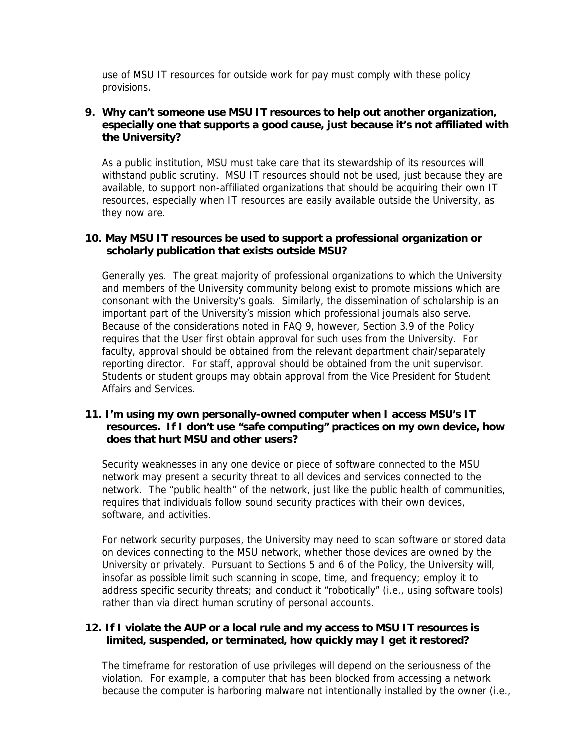use of MSU IT resources for outside work for pay must comply with these policy provisions.

**9. Why can't someone use MSU IT resources to help out another organization, especially one that supports a good cause, just because it's not affiliated with the University?**

As a public institution, MSU must take care that its stewardship of its resources will withstand public scrutiny. MSU IT resources should not be used, just because they are available, to support non-affiliated organizations that should be acquiring their own IT resources, especially when IT resources are easily available outside the University, as they now are.

**10. May MSU IT resources be used to support a professional organization or scholarly publication that exists outside MSU?**

Generally yes. The great majority of professional organizations to which the University and members of the University community belong exist to promote missions which are consonant with the University's goals. Similarly, the dissemination of scholarship is an important part of the University's mission which professional journals also serve. Because of the considerations noted in FAQ 9, however, Section 3.9 of the Policy requires that the User first obtain approval for such uses from the University. For faculty, approval should be obtained from the relevant department chair/separately reporting director. For staff, approval should be obtained from the unit supervisor. Students or student groups may obtain approval from the Vice President for Student Affairs and Services.

**11. I'm using my own personally-owned computer when I access MSU's IT resources. If I don't use "safe computing" practices on my own device, how does that hurt MSU and other users?**

Security weaknesses in any one device or piece of software connected to the MSU network may present a security threat to all devices and services connected to the network. The "public health" of the network, just like the public health of communities, requires that individuals follow sound security practices with their own devices, software, and activities.

For network security purposes, the University may need to scan software or stored data on devices connecting to the MSU network, whether those devices are owned by the University or privately. Pursuant to Sections 5 and 6 of the Policy, the University will, insofar as possible limit such scanning in scope, time, and frequency; employ it to address specific security threats; and conduct it "robotically" (i.e., using software tools) rather than via direct human scrutiny of personal accounts.

**12. If I violate the AUP or a local rule and my access to MSU IT resources is limited, suspended, or terminated, how quickly may I get it restored?**

The timeframe for restoration of use privileges will depend on the seriousness of the violation. For example, a computer that has been blocked from accessing a network because the computer is harboring malware not intentionally installed by the owner (i.e.,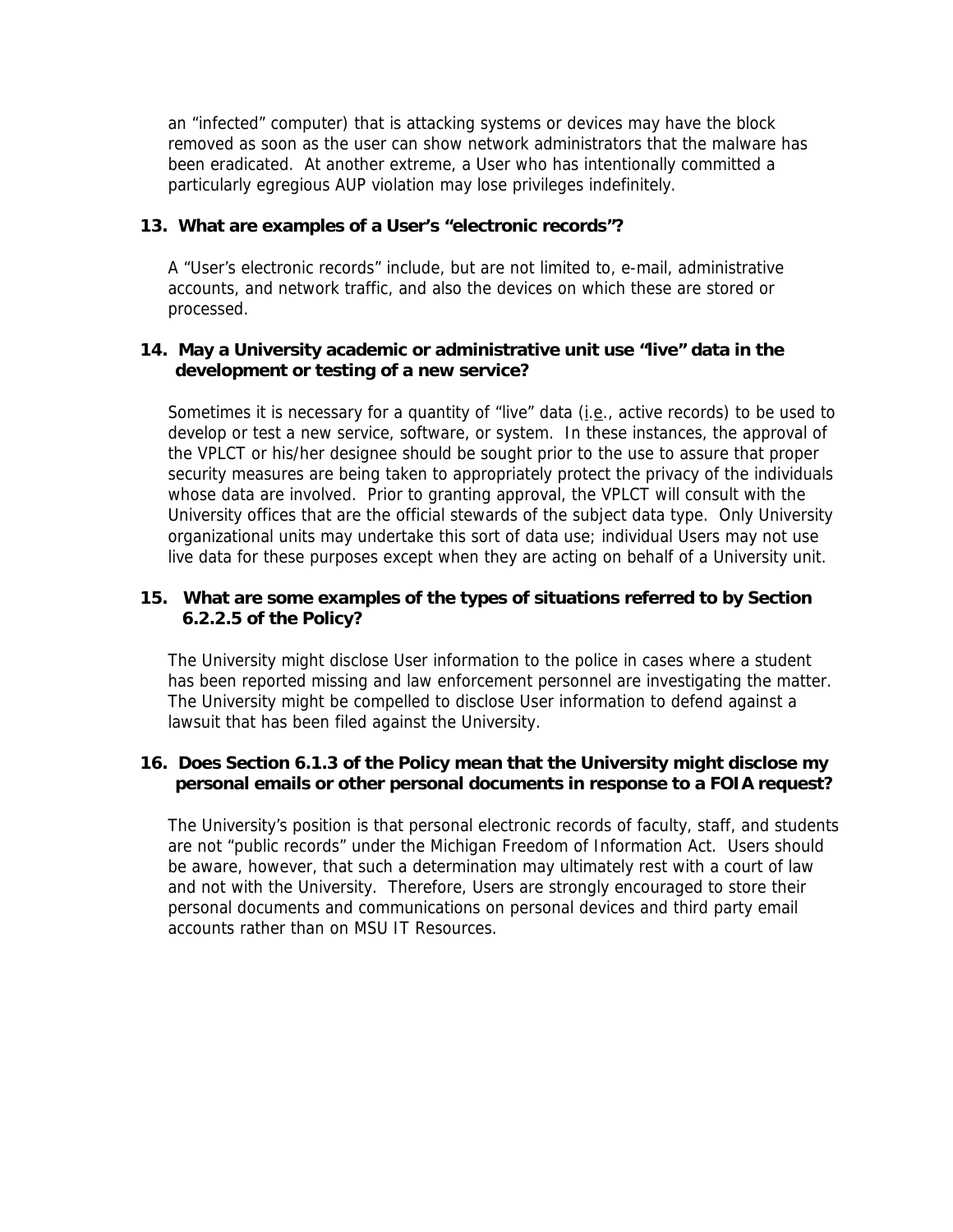an "infected" computer) that is attacking systems or devices may have the block removed as soon as the user can show network administrators that the malware has been eradicated. At another extreme, a User who has intentionally committed a particularly egregious AUP violation may lose privileges indefinitely.

### 13. What are examples of a User's "electronic records"?

A "User's electronic records" include, but are not limited to, e-mail, administrative accounts, and network traffic, and also the devices on which these are stored or processed.

### 14. May a University academic or administrative unit use "live" data in the development or testing of a new service?

Sometimes it is necessary for a quantity of "live" data (i.e., active records) to be used to develop or test a new service, software, or system. In these instances, the approval of the VPLCT or his/her designee should be sought prior to the use to assure that proper security measures are being taken to appropriately protect the privacy of the individuals whose data are involved. Prior to granting approval, the VPLCT will consult with the University offices that are the official stewards of the subject data type. Only University organizational units may undertake this sort of data use; individual Users may not use live data for these purposes except when they are acting on behalf of a University unit.

### 15. What are some examples of the types of situations referred to by Section 6.2.2.5 of the Policy?

The University might disclose User information to the police in cases where a student has been reported missing and law enforcement personnel are investigating the matter. The University might be compelled to disclose User information to defend against a lawsuit that has been filed against the University.

### 16. Does Section 6.1.3 of the Policy mean that the University might disclose my personal emails or other personal documents in response to a FOIA request?

The University's position is that personal electronic records of faculty, staff, and students are not "public records" under the Michigan Freedom of Information Act. Users should be aware, however, that such a determination may ultimately rest with a court of law and not with the University. Therefore, Users are strongly encouraged to store their personal documents and communications on personal devices and third party email accounts rather than on MSU IT Resources.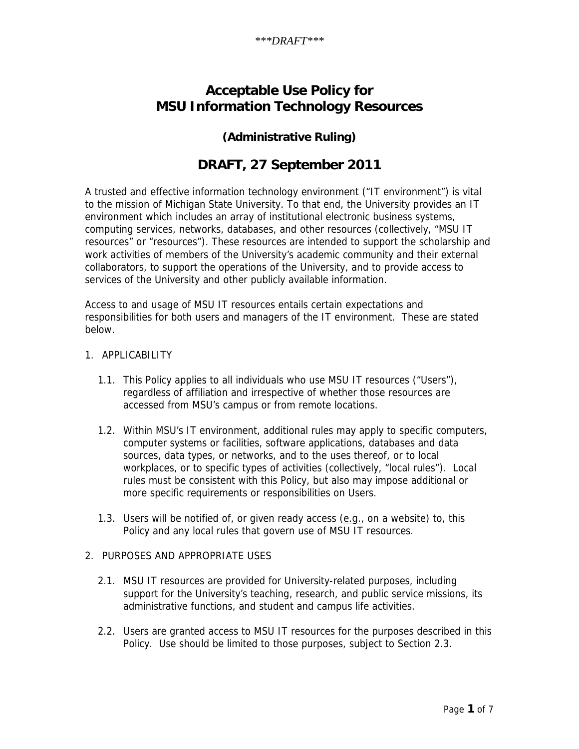*\*\*\*DRAFT\*\*\**

# Acceptable Use Policy for MSU Information Technology Resources

### (Administrative Ruling)

## DRAFT, 27 September 2011

A trusted and effective information technology environment ("IT environment") is vital to the mission of Michigan State University. To that end, the University provides an IT environment which includes an array of institutional electronic business systems, computing services, networks, databases, and other resources (collectively, "MSU IT resources" or "resources"). These resources are intended to support the scholarship and work activities of members of the University's academic community and their external collaborators, to support the operations of the University, and to provide access to services of the University and other publicly available information.

Access to and usage of MSU IT resources entails certain expectations and responsibilities for both users and managers of the IT environment. These are stated below.

1. APPLICABILITY

   1.1. This Policy applies to all individuals who use MSU IT resources ("Users"), regardless of affiliation and irrespective of whether those resources are accessed from MSU's campus or from remote locations.

   1.2. Within MSU's IT environment, additional rules may apply to specific computers, computer systems or facilities, software applications, databases and data sources, data types, or networks, and to the uses thereof, or to local workplaces, or to specific types of activities (collectively, "local rules"). Local rules must be consistent with this Policy, but also may impose additional or more specific requirements or responsibilities on Users.

   1.3. Users will be notified of, or given ready access (e.g., on a website) to, this Policy and any local rules that govern use of MSU IT resources.

2. PURPOSES AND APPROPRIATE USES

   2.1. MSU IT resources are provided for University-related purposes, including support for the University's teaching, research, and public service missions, its administrative functions, and student and campus life activities.

   2.2. Users are granted access to MSU IT resources for the purposes described in this Policy. Use should be limited to those purposes, subject to Section 2.3.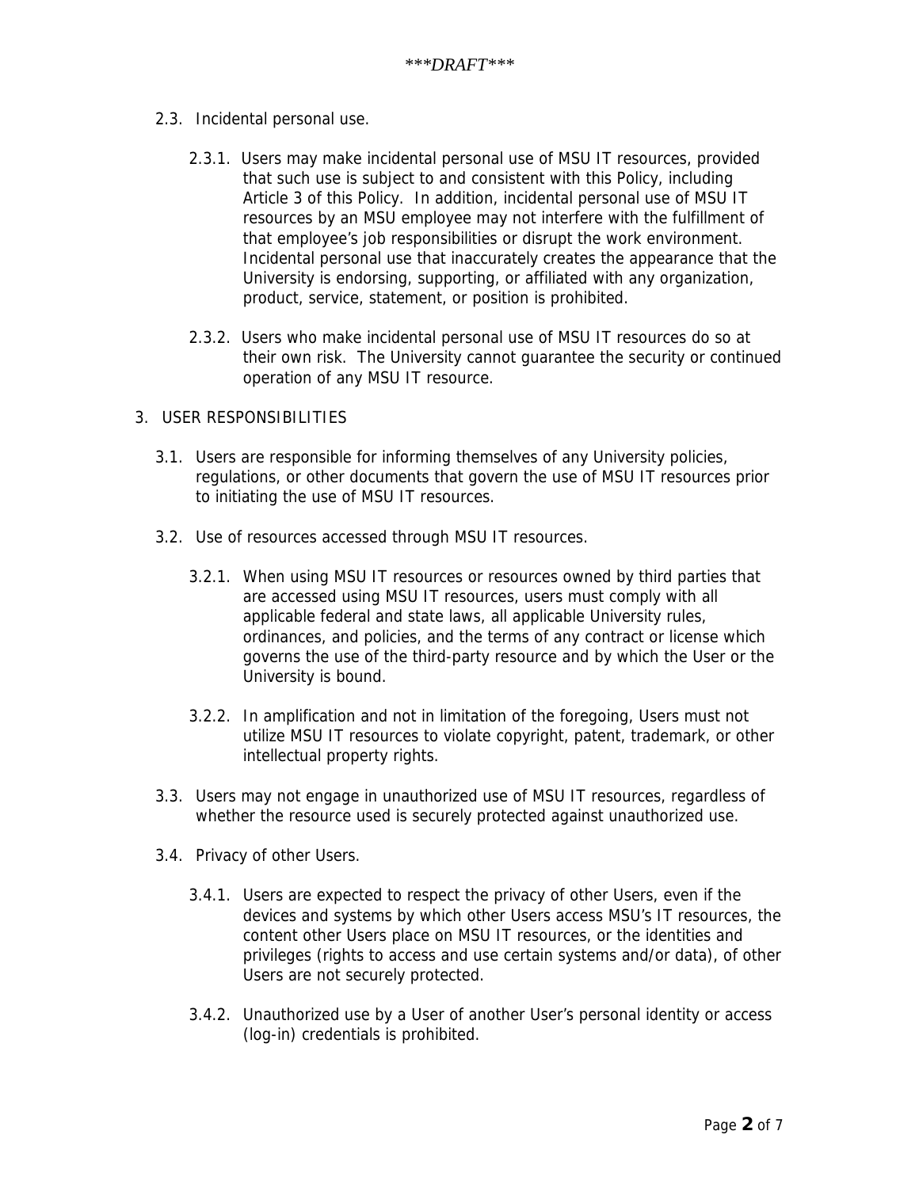2.3. Incidental personal use.

2.3.1. Users may make incidental personal use of MSU IT resources, provided that such use is subject to and consistent with this Policy, including Article 3 of this Policy. In addition, incidental personal use of MSU IT resources by an MSU employee may not interfere with the fulfillment of that employee's job responsibilities or disrupt the work environment. Incidental personal use that inaccurately creates the appearance that the University is endorsing, supporting, or affiliated with any organization, product, service, statement, or position is prohibited.

2.3.2. Users who make incidental personal use of MSU IT resources do so at their own risk. The University cannot guarantee the security or continued operation of any MSU IT resource.

3. USER RESPONSIBILITIES

3.1. Users are responsible for informing themselves of any University policies, regulations, or other documents that govern the use of MSU IT resources prior to initiating the use of MSU IT resources.

3.2. Use of resources accessed through MSU IT resources.

3.2.1. When using MSU IT resources or resources owned by third parties that are accessed using MSU IT resources, users must comply with all applicable federal and state laws, all applicable University rules, ordinances, and policies, and the terms of any contract or license which governs the use of the third-party resource and by which the User or the University is bound.

3.2.2. In amplification and not in limitation of the foregoing, Users must not utilize MSU IT resources to violate copyright, patent, trademark, or other intellectual property rights.

3.3. Users may not engage in unauthorized use of MSU IT resources, regardless of whether the resource used is securely protected against unauthorized use.

3.4. Privacy of other Users.

3.4.1. Users are expected to respect the privacy of other Users, even if the devices and systems by which other Users access MSU's IT resources, the content other Users place on MSU IT resources, or the identities and privileges (rights to access and use certain systems and/or data), of other Users are not securely protected.

3.4.2. Unauthorized use by a User of another User's personal identity or access (log-in) credentials is prohibited.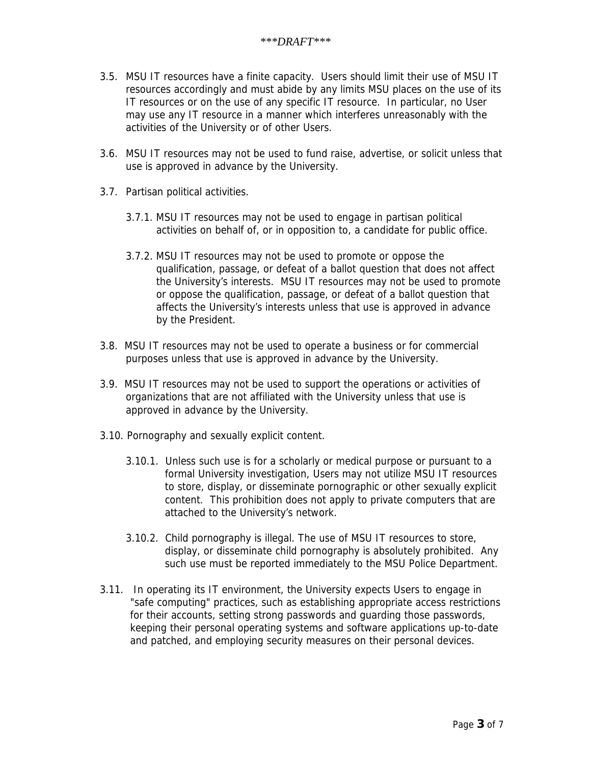3.5. MSU IT resources have a finite capacity. Users should limit their use of MSU IT resources accordingly and must abide by any limits MSU places on the use of its IT resources or on the use of any specific IT resource. In particular, no User may use any IT resource in a manner which interferes unreasonably with the activities of the University or of other Users.

3.6. MSU IT resources may not be used to fund raise, advertise, or solicit unless that use is approved in advance by the University.

3.7. Partisan political activities.

- 3.7.1. MSU IT resources may not be used to engage in partisan political activities on behalf of, or in opposition to, a candidate for public office.

- 3.7.2. MSU IT resources may not be used to promote or oppose the qualification, passage, or defeat of a ballot question that does not affect the University's interests. MSU IT resources may not be used to promote or oppose the qualification, passage, or defeat of a ballot question that affects the University's interests unless that use is approved in advance by the President.

3.8. MSU IT resources may not be used to operate a business or for commercial purposes unless that use is approved in advance by the University.

3.9. MSU IT resources may not be used to support the operations or activities of organizations that are not affiliated with the University unless that use is approved in advance by the University.

3.10. Pornography and sexually explicit content.

- 3.10.1. Unless such use is for a scholarly or medical purpose or pursuant to a formal University investigation, Users may not utilize MSU IT resources to store, display, or disseminate pornographic or other sexually explicit content. This prohibition does not apply to private computers that are attached to the University's network.

- 3.10.2. Child pornography is illegal. The use of MSU IT resources to store, display, or disseminate child pornography is absolutely prohibited. Any such use must be reported immediately to the MSU Police Department.

3.11. In operating its IT environment, the University expects Users to engage in "safe computing" practices, such as establishing appropriate access restrictions for their accounts, setting strong passwords and guarding those passwords, keeping their personal operating systems and software applications up-to-date and patched, and employing security measures on their personal devices.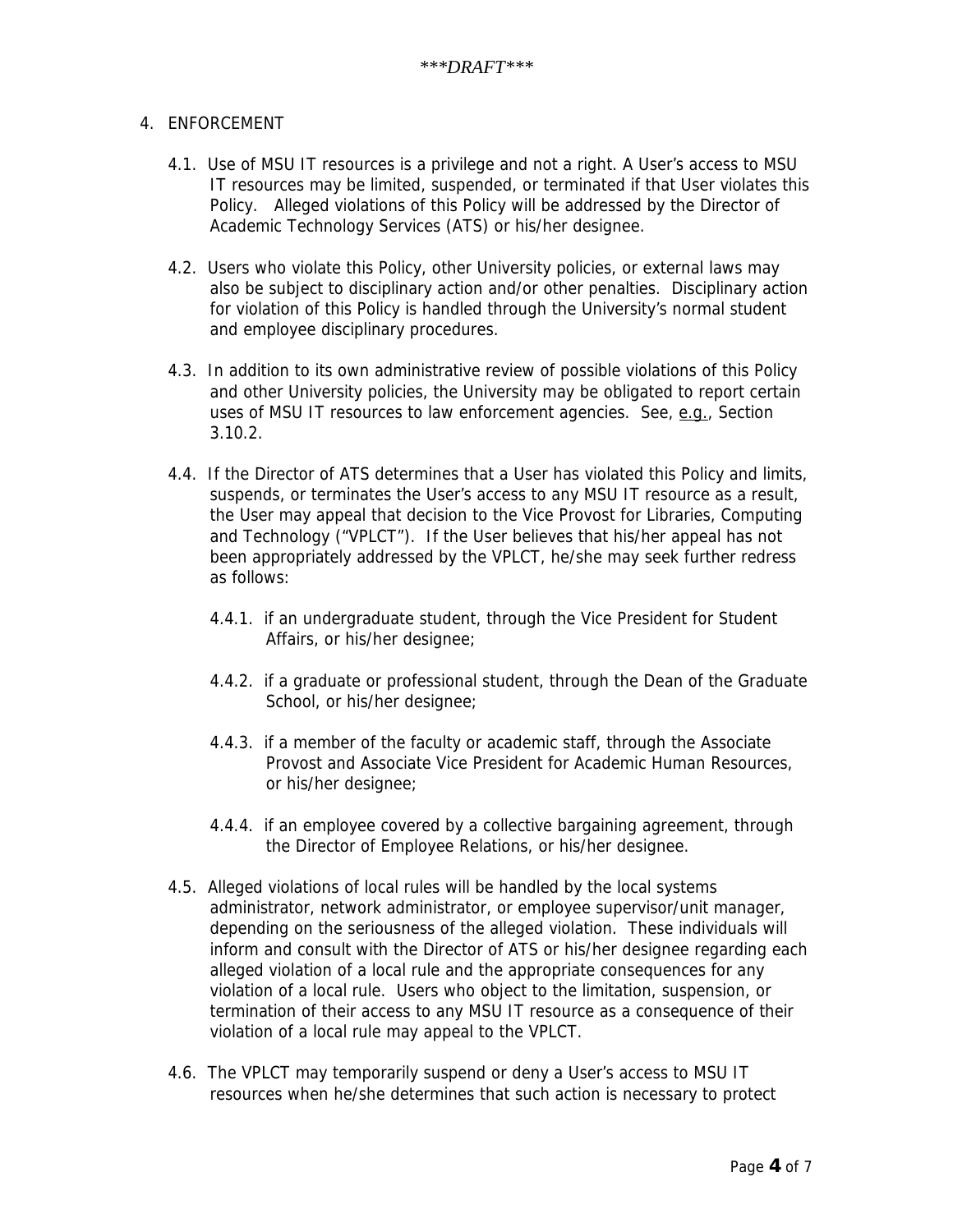## 4. ENFORCEMENT

4.1. Use of MSU IT resources is a privilege and not a right. A User's access to MSU IT resources may be limited, suspended, or terminated if that User violates this Policy. Alleged violations of this Policy will be addressed by the Director of Academic Technology Services (ATS) or his/her designee.

4.2. Users who violate this Policy, other University policies, or external laws may also be subject to disciplinary action and/or other penalties. Disciplinary action for violation of this Policy is handled through the University's normal student and employee disciplinary procedures.

4.3. In addition to its own administrative review of possible violations of this Policy and other University policies, the University may be obligated to report certain uses of MSU IT resources to law enforcement agencies. See, e.g., Section 3.10.2.

4.4. If the Director of ATS determines that a User has violated this Policy and limits, suspends, or terminates the User's access to any MSU IT resource as a result, the User may appeal that decision to the Vice Provost for Libraries, Computing and Technology ("VPLCT"). If the User believes that his/her appeal has not been appropriately addressed by the VPLCT, he/she may seek further redress as follows:

4.4.1. if an undergraduate student, through the Vice President for Student Affairs, or his/her designee;

4.4.2. if a graduate or professional student, through the Dean of the Graduate School, or his/her designee;

4.4.3. if a member of the faculty or academic staff, through the Associate Provost and Associate Vice President for Academic Human Resources, or his/her designee;

4.4.4. if an employee covered by a collective bargaining agreement, through the Director of Employee Relations, or his/her designee.

4.5. Alleged violations of local rules will be handled by the local systems administrator, network administrator, or employee supervisor/unit manager, depending on the seriousness of the alleged violation. These individuals will inform and consult with the Director of ATS or his/her designee regarding each alleged violation of a local rule and the appropriate consequences for any violation of a local rule. Users who object to the limitation, suspension, or termination of their access to any MSU IT resource as a consequence of their violation of a local rule may appeal to the VPLCT.

4.6. The VPLCT may temporarily suspend or deny a User's access to MSU IT resources when he/she determines that such action is necessary to protect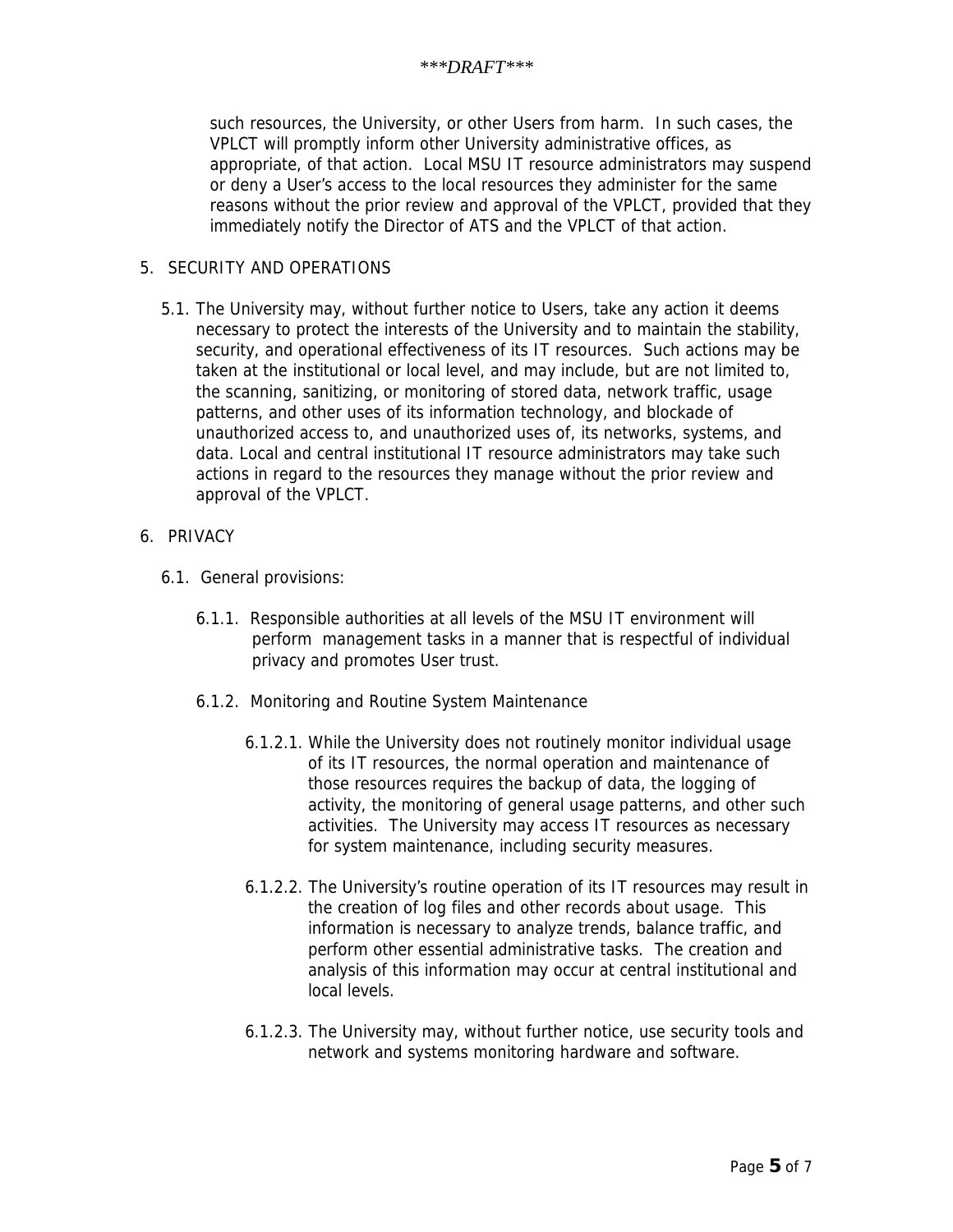such resources, the University, or other Users from harm. In such cases, the VPLCT will promptly inform other University administrative offices, as appropriate, of that action. Local MSU IT resource administrators may suspend or deny a User's access to the local resources they administer for the same reasons without the prior review and approval of the VPLCT, provided that they immediately notify the Director of ATS and the VPLCT of that action.

5. SECURITY AND OPERATIONS

   5.1. The University may, without further notice to Users, take any action it deems necessary to protect the interests of the University and to maintain the stability, security, and operational effectiveness of its IT resources. Such actions may be taken at the institutional or local level, and may include, but are not limited to, the scanning, sanitizing, or monitoring of stored data, network traffic, usage patterns, and other uses of its information technology, and blockade of unauthorized access to, and unauthorized uses of, its networks, systems, and data. Local and central institutional IT resource administrators may take such actions in regard to the resources they manage without the prior review and approval of the VPLCT.

6. PRIVACY

   6.1. General provisions:

      6.1.1. Responsible authorities at all levels of the MSU IT environment will perform management tasks in a manner that is respectful of individual privacy and promotes User trust.

      6.1.2. Monitoring and Routine System Maintenance

         6.1.2.1. While the University does not routinely monitor individual usage of its IT resources, the normal operation and maintenance of those resources requires the backup of data, the logging of activity, the monitoring of general usage patterns, and other such activities. The University may access IT resources as necessary for system maintenance, including security measures.

         6.1.2.2. The University's routine operation of its IT resources may result in the creation of log files and other records about usage. This information is necessary to analyze trends, balance traffic, and perform other essential administrative tasks. The creation and analysis of this information may occur at central institutional and local levels.

         6.1.2.3. The University may, without further notice, use security tools and network and systems monitoring hardware and software.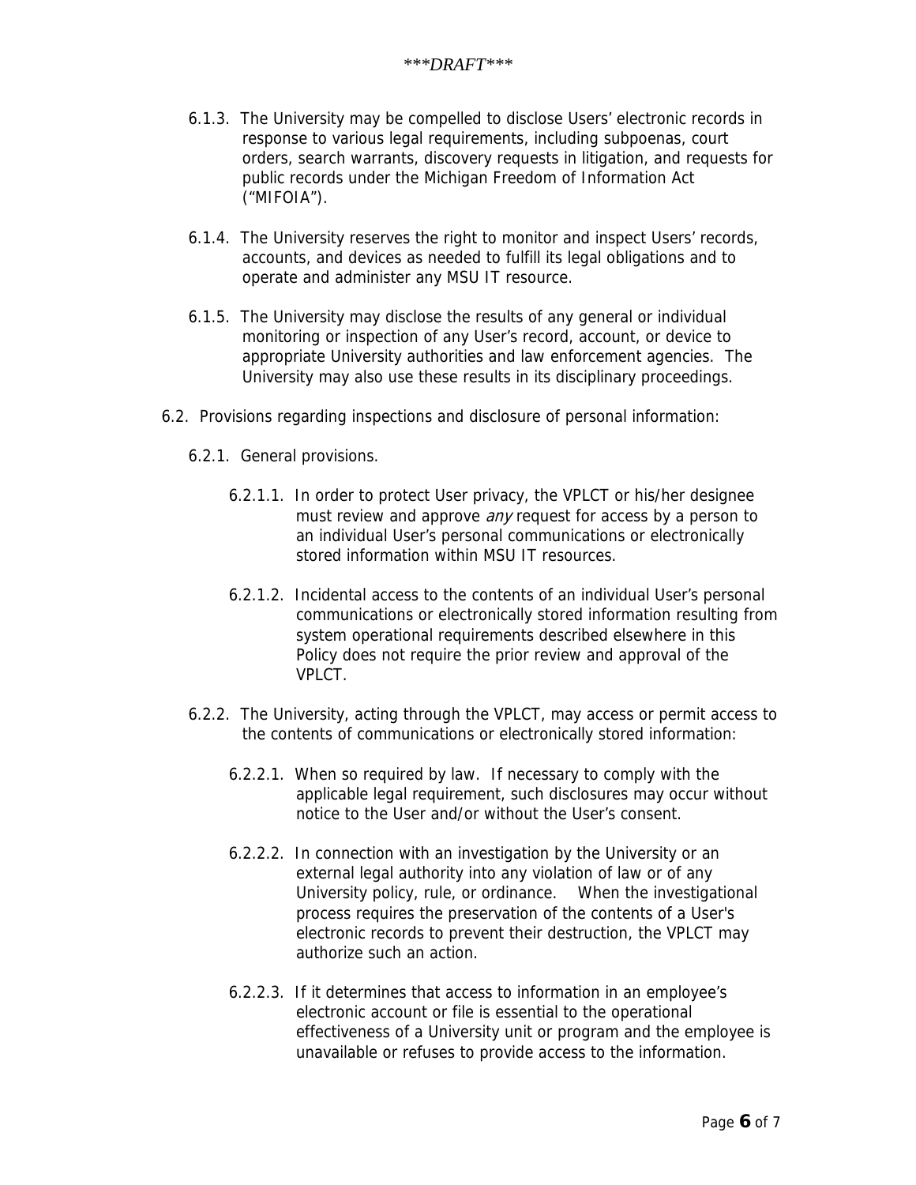6.1.3. The University may be compelled to disclose Users' electronic records in response to various legal requirements, including subpoenas, court orders, search warrants, discovery requests in litigation, and requests for public records under the Michigan Freedom of Information Act ("MIFOIA").

6.1.4. The University reserves the right to monitor and inspect Users' records, accounts, and devices as needed to fulfill its legal obligations and to operate and administer any MSU IT resource.

6.1.5. The University may disclose the results of any general or individual monitoring or inspection of any User's record, account, or device to appropriate University authorities and law enforcement agencies. The University may also use these results in its disciplinary proceedings.

6.2. Provisions regarding inspections and disclosure of personal information:

6.2.1. General provisions.

6.2.1.1. In order to protect User privacy, the VPLCT or his/her designee must review and approve *any* request for access by a person to an individual User's personal communications or electronically stored information within MSU IT resources.

6.2.1.2. Incidental access to the contents of an individual User's personal communications or electronically stored information resulting from system operational requirements described elsewhere in this Policy does not require the prior review and approval of the VPLCT.

6.2.2. The University, acting through the VPLCT, may access or permit access to the contents of communications or electronically stored information:

6.2.2.1. When so required by law. If necessary to comply with the applicable legal requirement, such disclosures may occur without notice to the User and/or without the User's consent.

6.2.2.2. In connection with an investigation by the University or an external legal authority into any violation of law or of any University policy, rule, or ordinance. When the investigational process requires the preservation of the contents of a User's electronic records to prevent their destruction, the VPLCT may authorize such an action.

6.2.2.3. If it determines that access to information in an employee's electronic account or file is essential to the operational effectiveness of a University unit or program and the employee is unavailable or refuses to provide access to the information.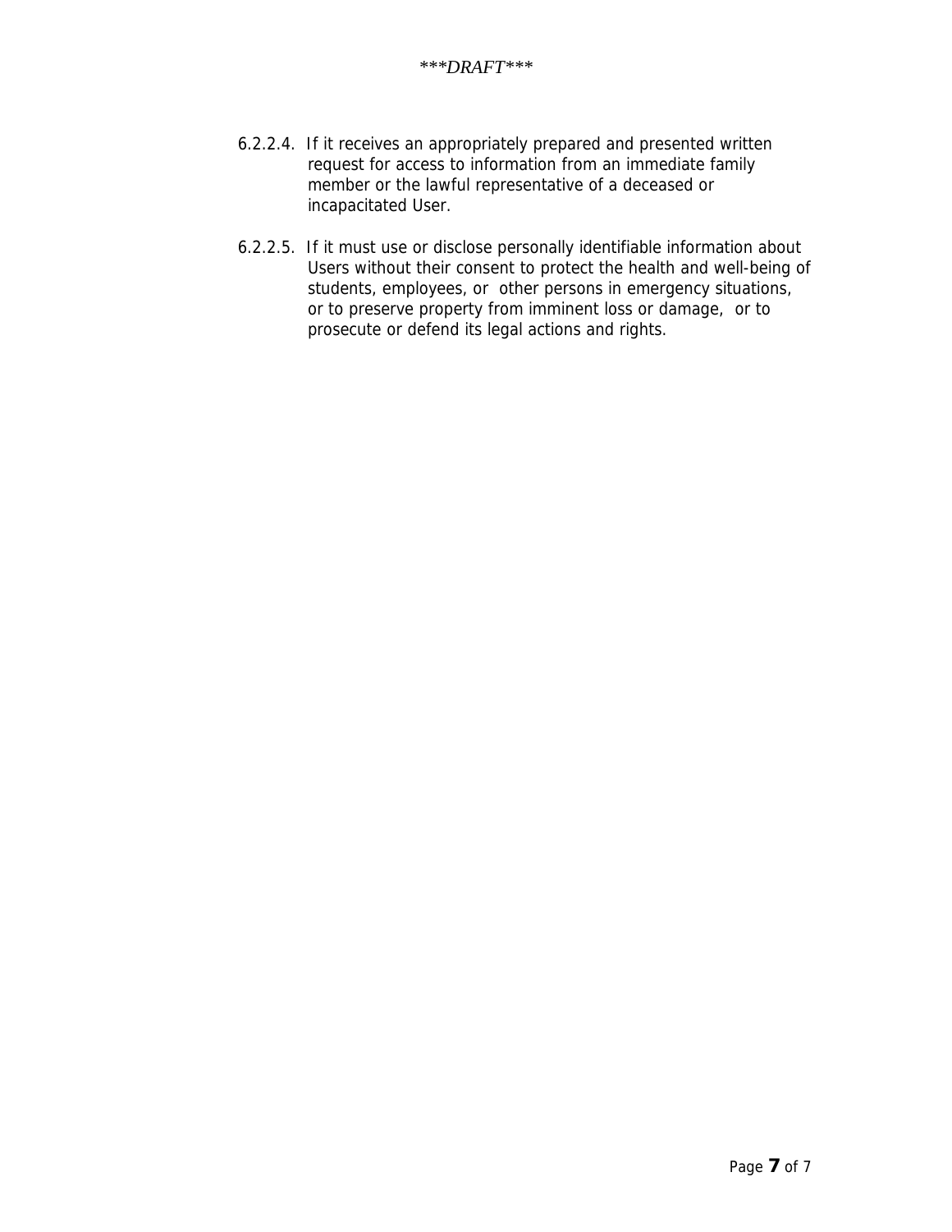6.2.2.4. If it receives an appropriately prepared and presented written request for access to information from an immediate family member or the lawful representative of a deceased or incapacitated User.

6.2.2.5. If it must use or disclose personally identifiable information about Users without their consent to protect the health and well-being of students, employees, or other persons in emergency situations, or to preserve property from imminent loss or damage, or to prosecute or defend its legal actions and rights.